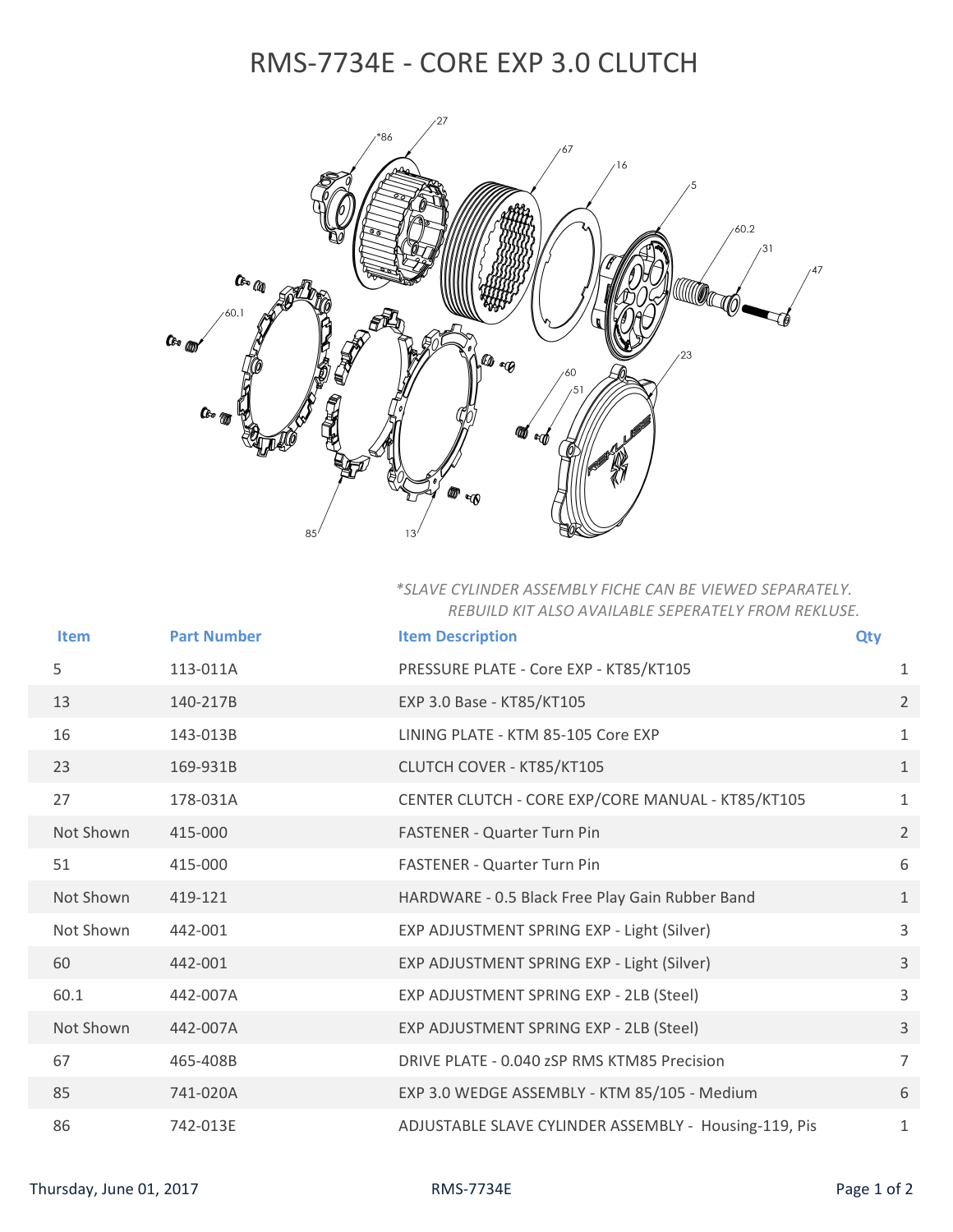# RMS-7734E - CORE EXP 3.0 CLUTCH

*\*SLAVE CYLINDER ASSEMBLY FICHE CAN BE VIEWED SEPARATELY.*
*REBUILD KIT ALSO AVAILABLE SEPERATELY FROM REKLUSE.*

| Item | Part Number | Item Description | Qty |
|---|---|---|---|
| 5 | 113-011A | PRESSURE PLATE - Core EXP - KT85/KT105 | 1 |
| 13 | 140-217B | EXP 3.0 Base - KT85/KT105 | 2 |
| 16 | 143-013B | LINING PLATE - KTM 85-105 Core EXP | 1 |
| 23 | 169-931B | CLUTCH COVER - KT85/KT105 | 1 |
| 27 | 178-031A | CENTER CLUTCH - CORE EXP/CORE MANUAL - KT85/KT105 | 1 |
| Not Shown | 415-000 | FASTENER - Quarter Turn Pin | 2 |
| 51 | 415-000 | FASTENER - Quarter Turn Pin | 6 |
| Not Shown | 419-121 | HARDWARE - 0.5 Black Free Play Gain Rubber Band | 1 |
| Not Shown | 442-001 | EXP ADJUSTMENT SPRING EXP - Light (Silver) | 3 |
| 60 | 442-001 | EXP ADJUSTMENT SPRING EXP - Light (Silver) | 3 |
| 60.1 | 442-007A | EXP ADJUSTMENT SPRING EXP - 2LB (Steel) | 3 |
| Not Shown | 442-007A | EXP ADJUSTMENT SPRING EXP - 2LB (Steel) | 3 |
| 67 | 465-408B | DRIVE PLATE - 0.040 zSP RMS KTM85 Precision | 7 |
| 85 | 741-020A | EXP 3.0 WEDGE ASSEMBLY - KTM 85/105 - Medium | 6 |
| 86 | 742-013E | ADJUSTABLE SLAVE CYLINDER ASSEMBLY - Housing-119, Pis | 1 |

Thursday, June 01, 2017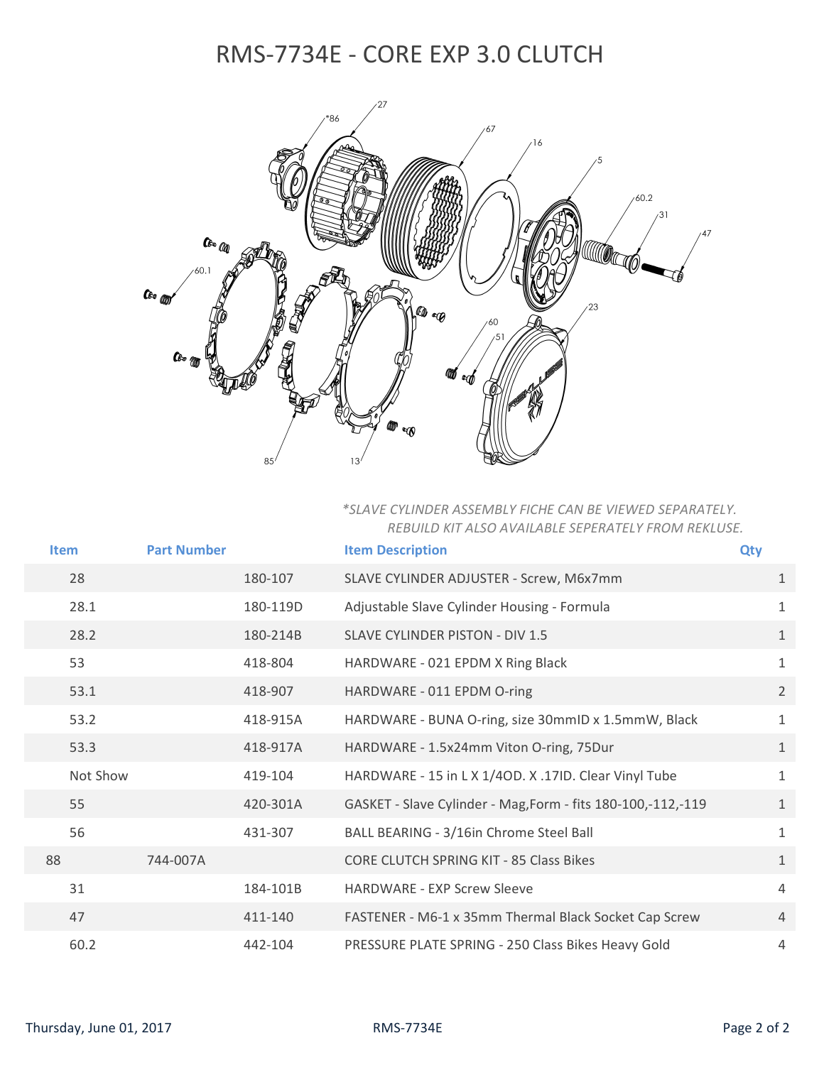# RMS-7734E - CORE EXP 3.0 CLUTCH

27
*86
67
16
5
60.2
31
47
60.1
23
60
51
85
13

*SLAVE CYLINDER ASSEMBLY FICHE CAN BE VIEWED SEPARATELY.*
*REBUILD KIT ALSO AVAILABLE SEPERATELY FROM REKLUSE.*

| Item | Part Number | | Item Description | Qty |
|---|---|---|---|---|
| 28 | | 180-107 | SLAVE CYLINDER ADJUSTER - Screw, M6x7mm | 1 |
| 28.1 | | 180-119D | Adjustable Slave Cylinder Housing - Formula | 1 |
| 28.2 | | 180-214B | SLAVE CYLINDER PISTON - DIV 1.5 | 1 |
| 53 | | 418-804 | HARDWARE - 021 EPDM X Ring Black | 1 |
| 53.1 | | 418-907 | HARDWARE - 011 EPDM O-ring | 2 |
| 53.2 | | 418-915A | HARDWARE - BUNA O-ring, size 30mmID x 1.5mmW, Black | 1 |
| 53.3 | | 418-917A | HARDWARE - 1.5x24mm Viton O-ring, 75Dur | 1 |
| Not Show | | 419-104 | HARDWARE - 15 in L X 1/4OD. X .17ID. Clear Vinyl Tube | 1 |
| 55 | | 420-301A | GASKET - Slave Cylinder - Mag,Form - fits 180-100,-112,-119 | 1 |
| 56 | | 431-307 | BALL BEARING - 3/16in Chrome Steel Ball | 1 |
| 88 | 744-007A | | CORE CLUTCH SPRING KIT - 85 Class Bikes | 1 |
| 31 | | 184-101B | HARDWARE - EXP Screw Sleeve | 4 |
| 47 | | 411-140 | FASTENER - M6-1 x 35mm Thermal Black Socket Cap Screw | 4 |
| 60.2 | | 442-104 | PRESSURE PLATE SPRING - 250 Class Bikes Heavy Gold | 4 |

Thursday, June 01, 2017